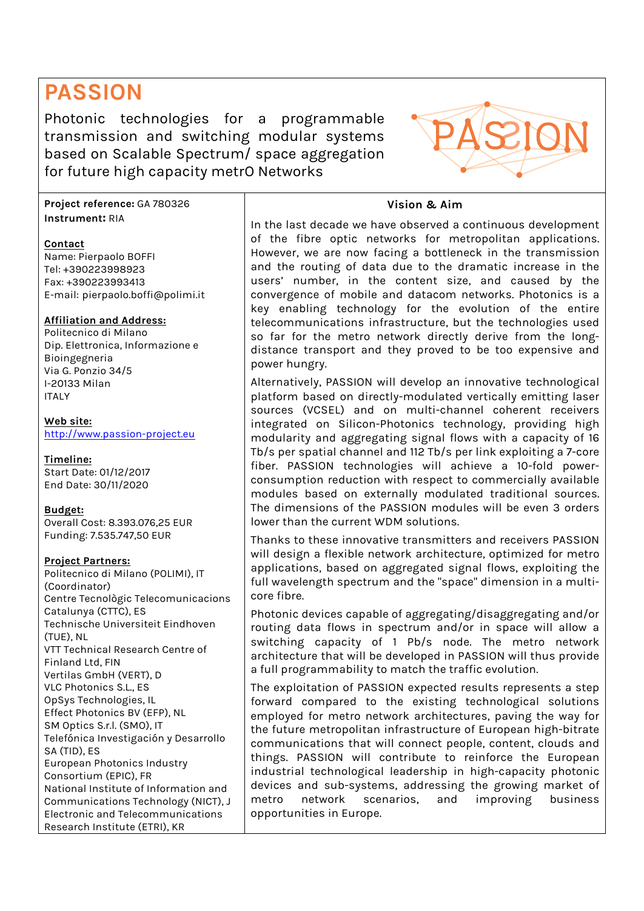# PASSION

Photonic technologies for a programmable transmission and switching modular systems based on Scalable Spectrum/ space aggregation for future high capacity metrO Networks

**Project reference:** GA 780326
**Instrument:** RIA

**Contact**
Name: Pierpaolo BOFFI
Tel: +390223998923
Fax: +390223993413
E-mail: pierpaolo.boffi@polimi.it

**Affiliation and Address:**
Politecnico di Milano
Dip. Elettronica, Informazione e Bioingegneria
Via G. Ponzio 34/5
I-20133 Milan
ITALY

**Web site:**
http://www.passion-project.eu

**Timeline:**
Start Date: 01/12/2017
End Date: 30/11/2020

**Budget:**
Overall Cost: 8.393.076,25 EUR
Funding: 7.535.747,50 EUR

**Project Partners:**
Politecnico di Milano (POLIMI), IT (Coordinator)
Centre Tecnològic Telecomunicacions Catalunya (CTTC), ES
Technische Universiteit Eindhoven (TUE), NL
VTT Technical Research Centre of Finland Ltd, FIN
Vertilas GmbH (VERT), D
VLC Photonics S.L., ES
OpSys Technologies, IL
Effect Photonics BV (EFP), NL
SM Optics S.r.l. (SMO), IT
Telefónica Investigación y Desarrollo SA (TID), ES
European Photonics Industry Consortium (EPIC), FR
National Institute of Information and Communications Technology (NICT), J
Electronic and Telecommunications Research Institute (ETRI), KR

## Vision & Aim

In the last decade we have observed a continuous development of the fibre optic networks for metropolitan applications. However, we are now facing a bottleneck in the transmission and the routing of data due to the dramatic increase in the users' number, in the content size, and caused by the convergence of mobile and datacom networks. Photonics is a key enabling technology for the evolution of the entire telecommunications infrastructure, but the technologies used so far for the metro network directly derive from the long-distance transport and they proved to be too expensive and power hungry.

Alternatively, PASSION will develop an innovative technological platform based on directly-modulated vertically emitting laser sources (VCSEL) and on multi-channel coherent receivers integrated on Silicon-Photonics technology, providing high modularity and aggregating signal flows with a capacity of 16 Tb/s per spatial channel and 112 Tb/s per link exploiting a 7-core fiber. PASSION technologies will achieve a 10-fold power-consumption reduction with respect to commercially available modules based on externally modulated traditional sources. The dimensions of the PASSION modules will be even 3 orders lower than the current WDM solutions.

Thanks to these innovative transmitters and receivers PASSION will design a flexible network architecture, optimized for metro applications, based on aggregated signal flows, exploiting the full wavelength spectrum and the "space" dimension in a multi-core fibre.

Photonic devices capable of aggregating/disaggregating and/or routing data flows in spectrum and/or in space will allow a switching capacity of 1 Pb/s node. The metro network architecture that will be developed in PASSION will thus provide a full programmability to match the traffic evolution.

The exploitation of PASSION expected results represents a step forward compared to the existing technological solutions employed for metro network architectures, paving the way for the future metropolitan infrastructure of European high-bitrate communications that will connect people, content, clouds and things. PASSION will contribute to reinforce the European industrial technological leadership in high-capacity photonic devices and sub-systems, addressing the growing market of metro network scenarios, and improving business opportunities in Europe.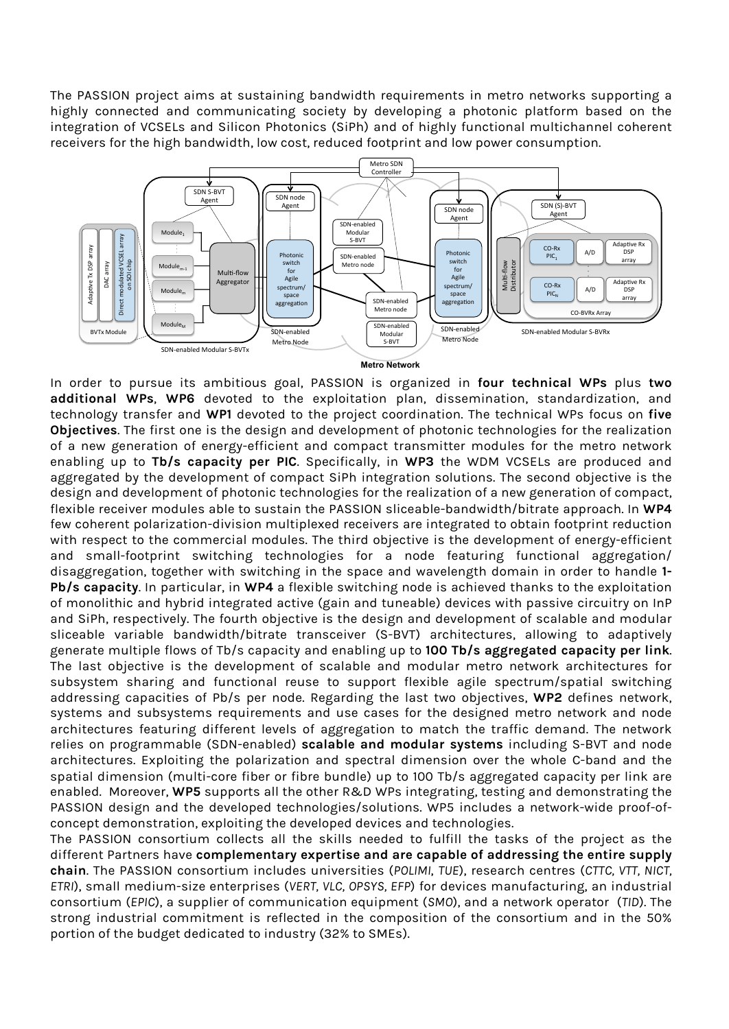The PASSION project aims at sustaining bandwidth requirements in metro networks supporting a highly connected and communicating society by developing a photonic platform based on the integration of VCSELs and Silicon Photonics (SiPh) and of highly functional multichannel coherent receivers for the high bandwidth, low cost, reduced footprint and low power consumption.

Metro SDN Controller

SDN S-BVT Agent

Adaptive Tx DSP array

DAC array

Direct modulated VCSEL array on SOI chip

BVTx Module

$Module_1$

$Module_{m-1}$

$Module_m$

$Module_M$

Multi-flow Aggregator

SDN-enabled Modular S-BVTx

SDN node Agent

Photonic switch for Agile spectrum/ space aggregation

SDN-enabled Metro Node

SDN-enabled Modular S-BVT

SDN-enabled Metro node

SDN-enabled Metro node

SDN-enabled Modular S-BVT

SDN node Agent

Photonic switch for Agile spectrum/ space aggregation

SDN-enabled Metro Node

SDN (S)-BVT Agent

Multi-flow Distributor

CO-Rx $PIC_1$

A/D

Adaptive Rx DSP array

CO-Rx $PIC_N$

A/D

Adaptive Rx DSP array

CO-BVRx Array

SDN-enabled Modular S-BVRx

Metro Network

In order to pursue its ambitious goal, PASSION is organized in **four technical WPs** plus **two additional WPs**, **WP6** devoted to the exploitation plan, dissemination, standardization, and technology transfer and **WP1** devoted to the project coordination. The technical WPs focus on **five Objectives**. The first one is the design and development of photonic technologies for the realization of a new generation of energy-efficient and compact transmitter modules for the metro network enabling up to **Tb/s capacity per PIC**. Specifically, in **WP3** the WDM VCSELs are produced and aggregated by the development of compact SiPh integration solutions. The second objective is the design and development of photonic technologies for the realization of a new generation of compact, flexible receiver modules able to sustain the PASSION sliceable-bandwidth/bitrate approach. In **WP4** few coherent polarization-division multiplexed receivers are integrated to obtain footprint reduction with respect to the commercial modules. The third objective is the development of energy-efficient and small-footprint switching technologies for a node featuring functional aggregation/ disaggregation, together with switching in the space and wavelength domain in order to handle **1-Pb/s capacity**. In particular, in **WP4** a flexible switching node is achieved thanks to the exploitation of monolithic and hybrid integrated active (gain and tuneable) devices with passive circuitry on InP and SiPh, respectively. The fourth objective is the design and development of scalable and modular sliceable variable bandwidth/bitrate transceiver (S-BVT) architectures, allowing to adaptively generate multiple flows of Tb/s capacity and enabling up to **100 Tb/s aggregated capacity per link**. The last objective is the development of scalable and modular metro network architectures for subsystem sharing and functional reuse to support flexible agile spectrum/spatial switching addressing capacities of Pb/s per node. Regarding the last two objectives, **WP2** defines network, systems and subsystems requirements and use cases for the designed metro network and node architectures featuring different levels of aggregation to match the traffic demand. The network relies on programmable (SDN-enabled) **scalable and modular systems** including S-BVT and node architectures. Exploiting the polarization and spectral dimension over the whole C-band and the spatial dimension (multi-core fiber or fibre bundle) up to 100 Tb/s aggregated capacity per link are enabled. Moreover, **WP5** supports all the other R&D WPs integrating, testing and demonstrating the PASSION design and the developed technologies/solutions. WP5 includes a network-wide proof-of-concept demonstration, exploiting the developed devices and technologies.

The PASSION consortium collects all the skills needed to fulfill the tasks of the project as the different Partners have **complementary expertise and are capable of addressing the entire supply chain**. The PASSION consortium includes universities (*POLIMI, TUE*), research centres (*CTTC, VTT, NICT, ETRI*), small medium-size enterprises (*VERT, VLC, OPSYS, EFP*) for devices manufacturing, an industrial consortium (*EPIC*), a supplier of communication equipment (*SMO*), and a network operator (*TID*). The strong industrial commitment is reflected in the composition of the consortium and in the 50% portion of the budget dedicated to industry (32% to SMEs).